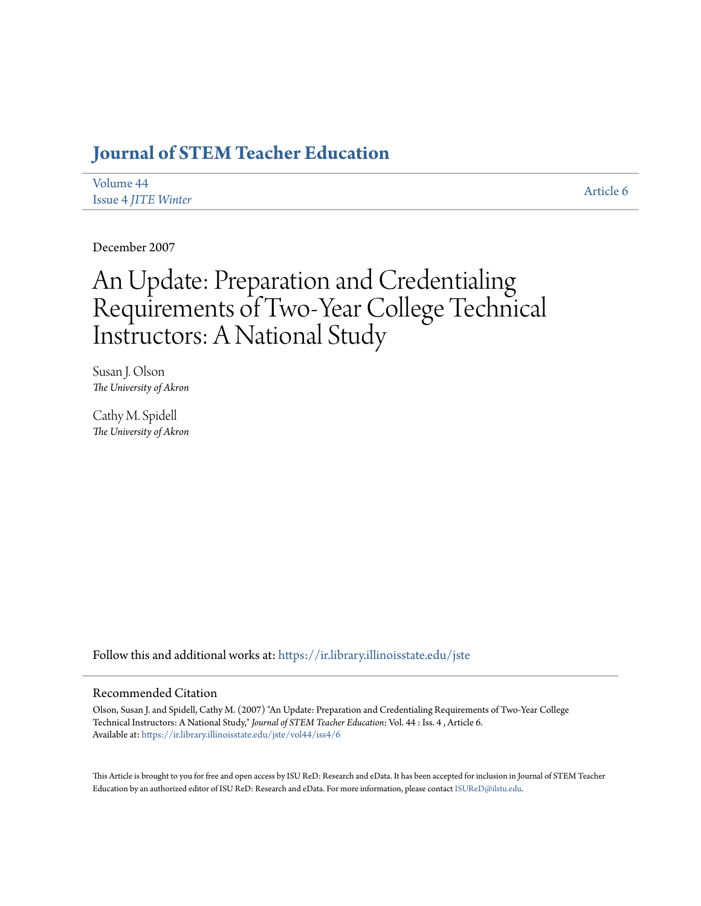# Journal of STEM Teacher Education

Volume 44
Issue 4 *JITE Winter*

Article 6

December 2007

# An Update: Preparation and Credentialing Requirements of Two-Year College Technical Instructors: A National Study

Susan J. Olson
*The University of Akron*

Cathy M. Spidell
*The University of Akron*

Follow this and additional works at: https://ir.library.illinoisstate.edu/jste

## Recommended Citation

Olson, Susan J. and Spidell, Cathy M. (2007) "An Update: Preparation and Credentialing Requirements of Two-Year College Technical Instructors: A National Study," *Journal of STEM Teacher Education*: Vol. 44 : Iss. 4 , Article 6.
Available at: https://ir.library.illinoisstate.edu/jste/vol44/iss4/6

This Article is brought to you for free and open access by ISU ReD: Research and eData. It has been accepted for inclusion in Journal of STEM Teacher Education by an authorized editor of ISU ReD: Research and eData. For more information, please contact ISUReD@ilstu.edu.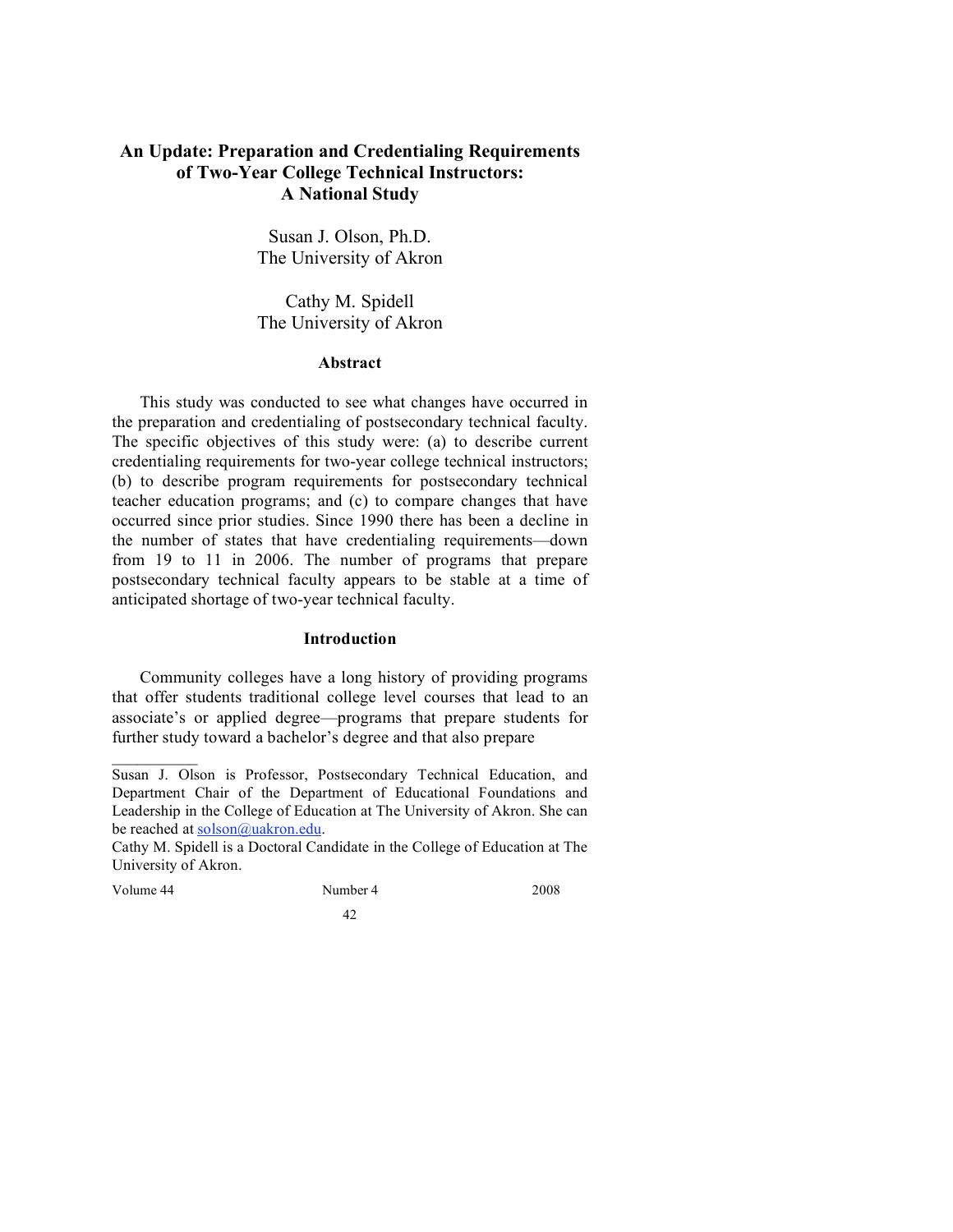# An Update: Preparation and Credentialing Requirements of Two-Year College Technical Instructors: A National Study

Susan J. Olson, Ph.D.
The University of Akron

Cathy M. Spidell
The University of Akron

## Abstract

This study was conducted to see what changes have occurred in the preparation and credentialing of postsecondary technical faculty. The specific objectives of this study were: (a) to describe current credentialing requirements for two-year college technical instructors; (b) to describe program requirements for postsecondary technical teacher education programs; and (c) to compare changes that have occurred since prior studies. Since 1990 there has been a decline in the number of states that have credentialing requirements—down from 19 to 11 in 2006. The number of programs that prepare postsecondary technical faculty appears to be stable at a time of anticipated shortage of two-year technical faculty.

## Introduction

Community colleges have a long history of providing programs that offer students traditional college level courses that lead to an associate's or applied degree—programs that prepare students for further study toward a bachelor's degree and that also prepare

---

Susan J. Olson is Professor, Postsecondary Technical Education, and Department Chair of the Department of Educational Foundations and Leadership in the College of Education at The University of Akron. She can be reached at solson@uakron.edu.

Cathy M. Spidell is a Doctoral Candidate in the College of Education at The University of Akron.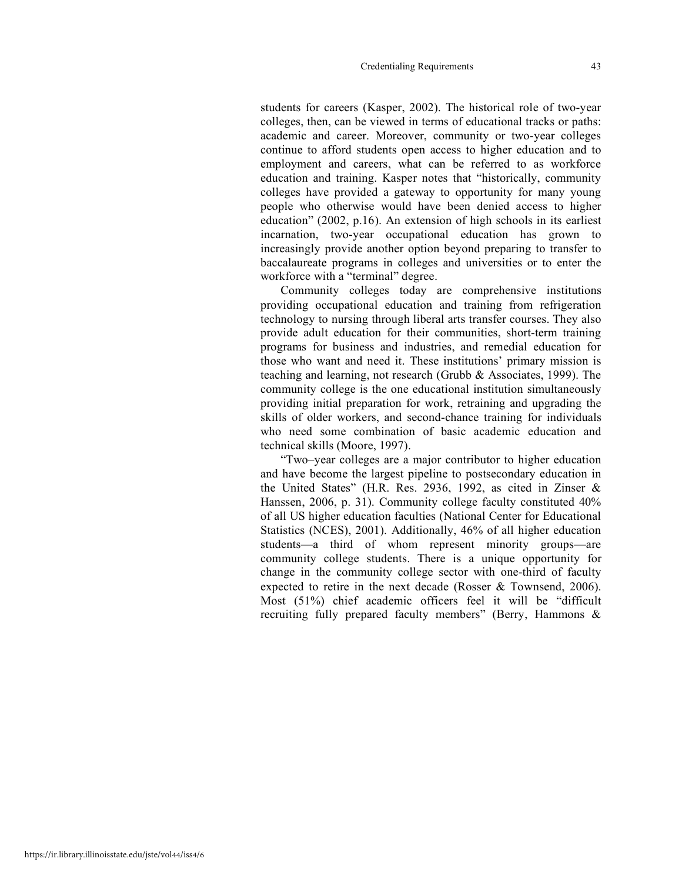students for careers (Kasper, 2002). The historical role of two-year colleges, then, can be viewed in terms of educational tracks or paths: academic and career. Moreover, community or two-year colleges continue to afford students open access to higher education and to employment and careers, what can be referred to as workforce education and training. Kasper notes that "historically, community colleges have provided a gateway to opportunity for many young people who otherwise would have been denied access to higher education" (2002, p.16). An extension of high schools in its earliest incarnation, two-year occupational education has grown to increasingly provide another option beyond preparing to transfer to baccalaureate programs in colleges and universities or to enter the workforce with a "terminal" degree.

Community colleges today are comprehensive institutions providing occupational education and training from refrigeration technology to nursing through liberal arts transfer courses. They also provide adult education for their communities, short-term training programs for business and industries, and remedial education for those who want and need it. These institutions' primary mission is teaching and learning, not research (Grubb & Associates, 1999). The community college is the one educational institution simultaneously providing initial preparation for work, retraining and upgrading the skills of older workers, and second-chance training for individuals who need some combination of basic academic education and technical skills (Moore, 1997).

"Two–year colleges are a major contributor to higher education and have become the largest pipeline to postsecondary education in the United States" (H.R. Res. 2936, 1992, as cited in Zinser & Hanssen, 2006, p. 31). Community college faculty constituted 40% of all US higher education faculties (National Center for Educational Statistics (NCES), 2001). Additionally, 46% of all higher education students—a third of whom represent minority groups—are community college students. There is a unique opportunity for change in the community college sector with one-third of faculty expected to retire in the next decade (Rosser & Townsend, 2006). Most (51%) chief academic officers feel it will be "difficult recruiting fully prepared faculty members" (Berry, Hammons &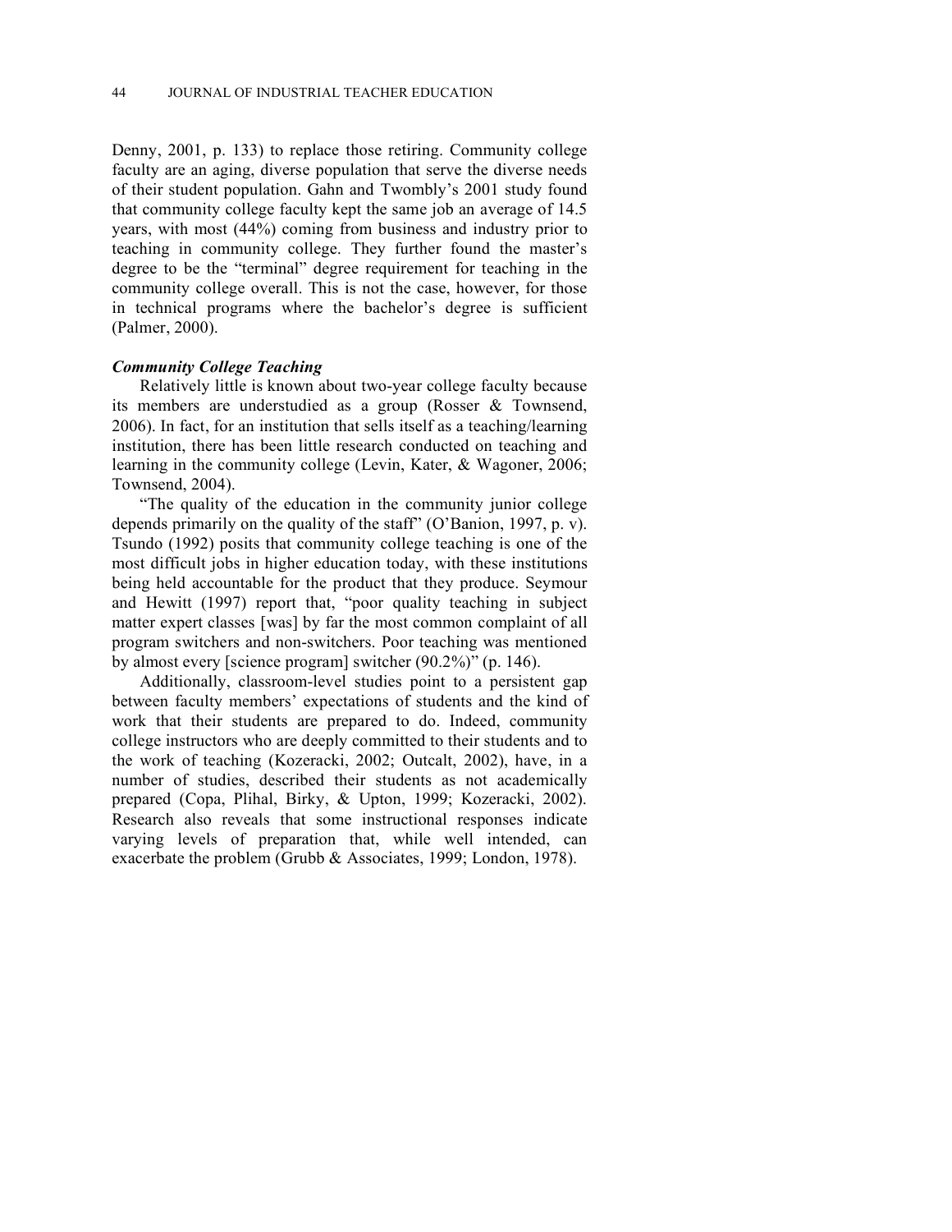Denny, 2001, p. 133) to replace those retiring. Community college faculty are an aging, diverse population that serve the diverse needs of their student population. Gahn and Twombly's 2001 study found that community college faculty kept the same job an average of 14.5 years, with most (44%) coming from business and industry prior to teaching in community college. They further found the master's degree to be the "terminal" degree requirement for teaching in the community college overall. This is not the case, however, for those in technical programs where the bachelor's degree is sufficient (Palmer, 2000).

### *Community College Teaching*

Relatively little is known about two-year college faculty because its members are understudied as a group (Rosser & Townsend, 2006). In fact, for an institution that sells itself as a teaching/learning institution, there has been little research conducted on teaching and learning in the community college (Levin, Kater, & Wagoner, 2006; Townsend, 2004).

"The quality of the education in the community junior college depends primarily on the quality of the staff" (O'Banion, 1997, p. v). Tsundo (1992) posits that community college teaching is one of the most difficult jobs in higher education today, with these institutions being held accountable for the product that they produce. Seymour and Hewitt (1997) report that, "poor quality teaching in subject matter expert classes [was] by far the most common complaint of all program switchers and non-switchers. Poor teaching was mentioned by almost every [science program] switcher (90.2%)" (p. 146).

Additionally, classroom-level studies point to a persistent gap between faculty members' expectations of students and the kind of work that their students are prepared to do. Indeed, community college instructors who are deeply committed to their students and to the work of teaching (Kozeracki, 2002; Outcalt, 2002), have, in a number of studies, described their students as not academically prepared (Copa, Plihal, Birky, & Upton, 1999; Kozeracki, 2002). Research also reveals that some instructional responses indicate varying levels of preparation that, while well intended, can exacerbate the problem (Grubb & Associates, 1999; London, 1978).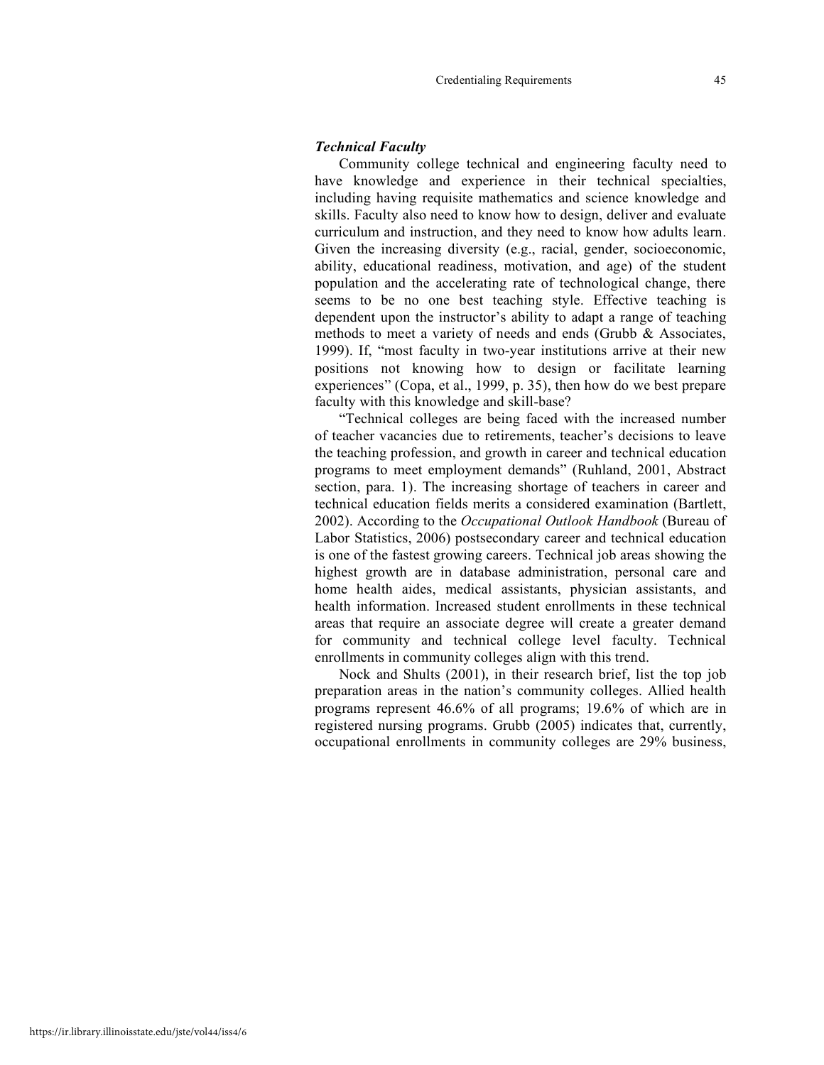### *Technical Faculty*

Community college technical and engineering faculty need to have knowledge and experience in their technical specialties, including having requisite mathematics and science knowledge and skills. Faculty also need to know how to design, deliver and evaluate curriculum and instruction, and they need to know how adults learn. Given the increasing diversity (e.g., racial, gender, socioeconomic, ability, educational readiness, motivation, and age) of the student population and the accelerating rate of technological change, there seems to be no one best teaching style. Effective teaching is dependent upon the instructor's ability to adapt a range of teaching methods to meet a variety of needs and ends (Grubb & Associates, 1999). If, "most faculty in two-year institutions arrive at their new positions not knowing how to design or facilitate learning experiences" (Copa, et al., 1999, p. 35), then how do we best prepare faculty with this knowledge and skill-base?

"Technical colleges are being faced with the increased number of teacher vacancies due to retirements, teacher's decisions to leave the teaching profession, and growth in career and technical education programs to meet employment demands" (Ruhland, 2001, Abstract section, para. 1). The increasing shortage of teachers in career and technical education fields merits a considered examination (Bartlett, 2002). According to the *Occupational Outlook Handbook* (Bureau of Labor Statistics, 2006) postsecondary career and technical education is one of the fastest growing careers. Technical job areas showing the highest growth are in database administration, personal care and home health aides, medical assistants, physician assistants, and health information. Increased student enrollments in these technical areas that require an associate degree will create a greater demand for community and technical college level faculty. Technical enrollments in community colleges align with this trend.

Nock and Shults (2001), in their research brief, list the top job preparation areas in the nation's community colleges. Allied health programs represent 46.6% of all programs; 19.6% of which are in registered nursing programs. Grubb (2005) indicates that, currently, occupational enrollments in community colleges are 29% business,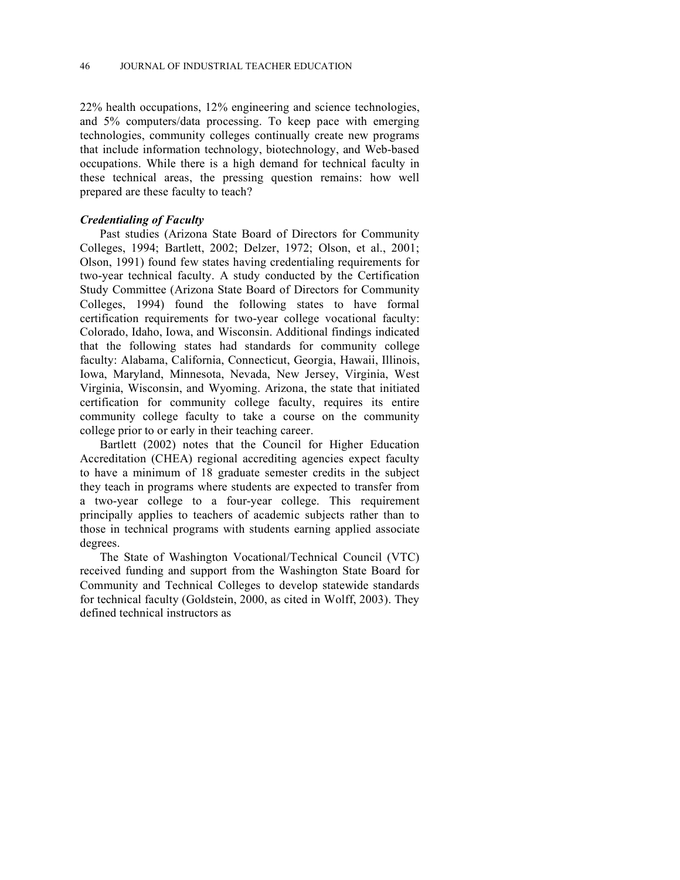22% health occupations, 12% engineering and science technologies, and 5% computers/data processing. To keep pace with emerging technologies, community colleges continually create new programs that include information technology, biotechnology, and Web-based occupations. While there is a high demand for technical faculty in these technical areas, the pressing question remains: how well prepared are these faculty to teach?

### *Credentialing of Faculty*

Past studies (Arizona State Board of Directors for Community Colleges, 1994; Bartlett, 2002; Delzer, 1972; Olson, et al., 2001; Olson, 1991) found few states having credentialing requirements for two-year technical faculty. A study conducted by the Certification Study Committee (Arizona State Board of Directors for Community Colleges, 1994) found the following states to have formal certification requirements for two-year college vocational faculty: Colorado, Idaho, Iowa, and Wisconsin. Additional findings indicated that the following states had standards for community college faculty: Alabama, California, Connecticut, Georgia, Hawaii, Illinois, Iowa, Maryland, Minnesota, Nevada, New Jersey, Virginia, West Virginia, Wisconsin, and Wyoming. Arizona, the state that initiated certification for community college faculty, requires its entire community college faculty to take a course on the community college prior to or early in their teaching career.

Bartlett (2002) notes that the Council for Higher Education Accreditation (CHEA) regional accrediting agencies expect faculty to have a minimum of 18 graduate semester credits in the subject they teach in programs where students are expected to transfer from a two-year college to a four-year college. This requirement principally applies to teachers of academic subjects rather than to those in technical programs with students earning applied associate degrees.

The State of Washington Vocational/Technical Council (VTC) received funding and support from the Washington State Board for Community and Technical Colleges to develop statewide standards for technical faculty (Goldstein, 2000, as cited in Wolff, 2003). They defined technical instructors as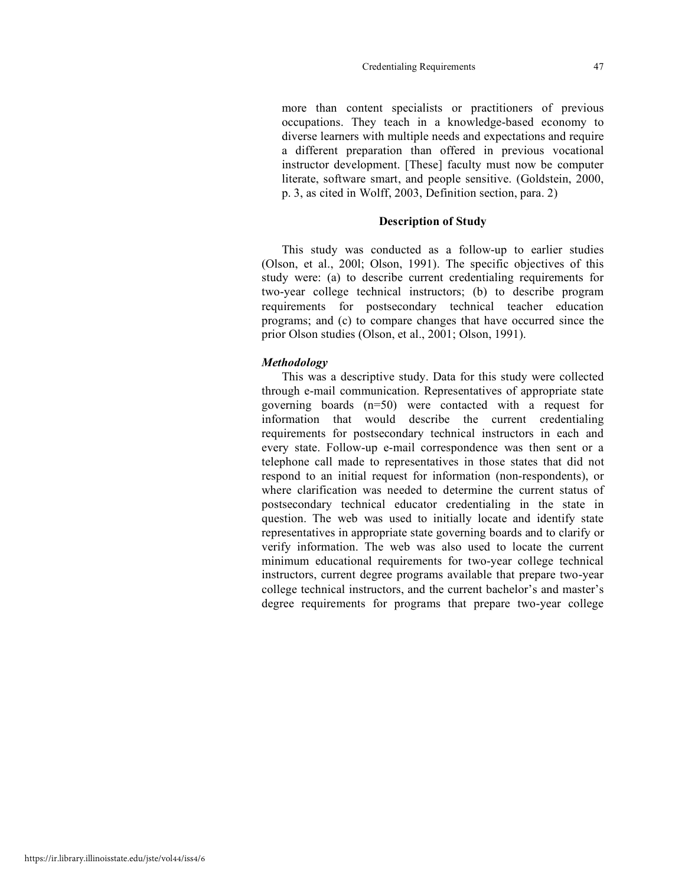more than content specialists or practitioners of previous occupations. They teach in a knowledge-based economy to diverse learners with multiple needs and expectations and require a different preparation than offered in previous vocational instructor development. [These] faculty must now be computer literate, software smart, and people sensitive. (Goldstein, 2000, p. 3, as cited in Wolff, 2003, Definition section, para. 2)

## Description of Study

This study was conducted as a follow-up to earlier studies (Olson, et al., 200l; Olson, 1991). The specific objectives of this study were: (a) to describe current credentialing requirements for two-year college technical instructors; (b) to describe program requirements for postsecondary technical teacher education programs; and (c) to compare changes that have occurred since the prior Olson studies (Olson, et al., 2001; Olson, 1991).

### *Methodology*

This was a descriptive study. Data for this study were collected through e-mail communication. Representatives of appropriate state governing boards (n=50) were contacted with a request for information that would describe the current credentialing requirements for postsecondary technical instructors in each and every state. Follow-up e-mail correspondence was then sent or a telephone call made to representatives in those states that did not respond to an initial request for information (non-respondents), or where clarification was needed to determine the current status of postsecondary technical educator credentialing in the state in question. The web was used to initially locate and identify state representatives in appropriate state governing boards and to clarify or verify information. The web was also used to locate the current minimum educational requirements for two-year college technical instructors, current degree programs available that prepare two-year college technical instructors, and the current bachelor's and master's degree requirements for programs that prepare two-year college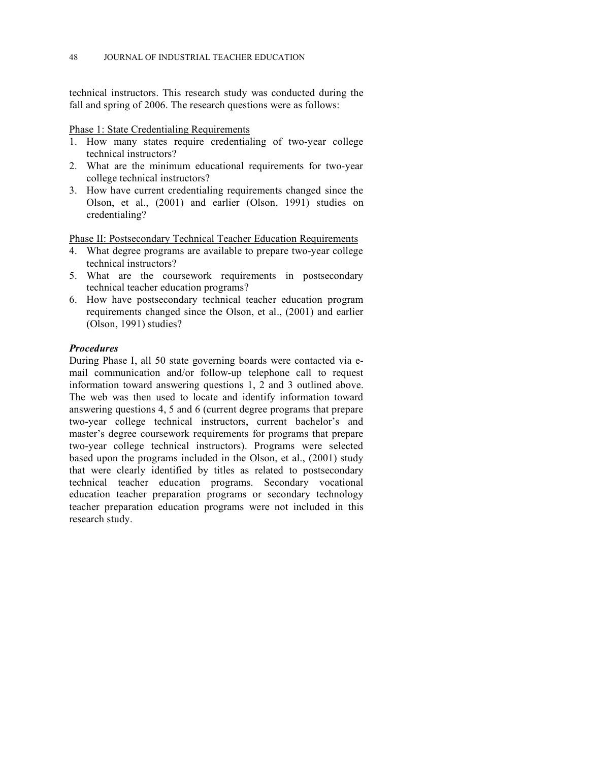technical instructors. This research study was conducted during the fall and spring of 2006. The research questions were as follows:

Phase 1: State Credentialing Requirements

1. How many states require credentialing of two-year college technical instructors?
2. What are the minimum educational requirements for two-year college technical instructors?
3. How have current credentialing requirements changed since the Olson, et al., (2001) and earlier (Olson, 1991) studies on credentialing?

Phase II: Postsecondary Technical Teacher Education Requirements

4. What degree programs are available to prepare two-year college technical instructors?
5. What are the coursework requirements in postsecondary technical teacher education programs?
6. How have postsecondary technical teacher education program requirements changed since the Olson, et al., (2001) and earlier (Olson, 1991) studies?

### *Procedures*

During Phase I, all 50 state governing boards were contacted via e-mail communication and/or follow-up telephone call to request information toward answering questions 1, 2 and 3 outlined above. The web was then used to locate and identify information toward answering questions 4, 5 and 6 (current degree programs that prepare two-year college technical instructors, current bachelor's and master's degree coursework requirements for programs that prepare two-year college technical instructors). Programs were selected based upon the programs included in the Olson, et al., (2001) study that were clearly identified by titles as related to postsecondary technical teacher education programs. Secondary vocational education teacher preparation programs or secondary technology teacher preparation education programs were not included in this research study.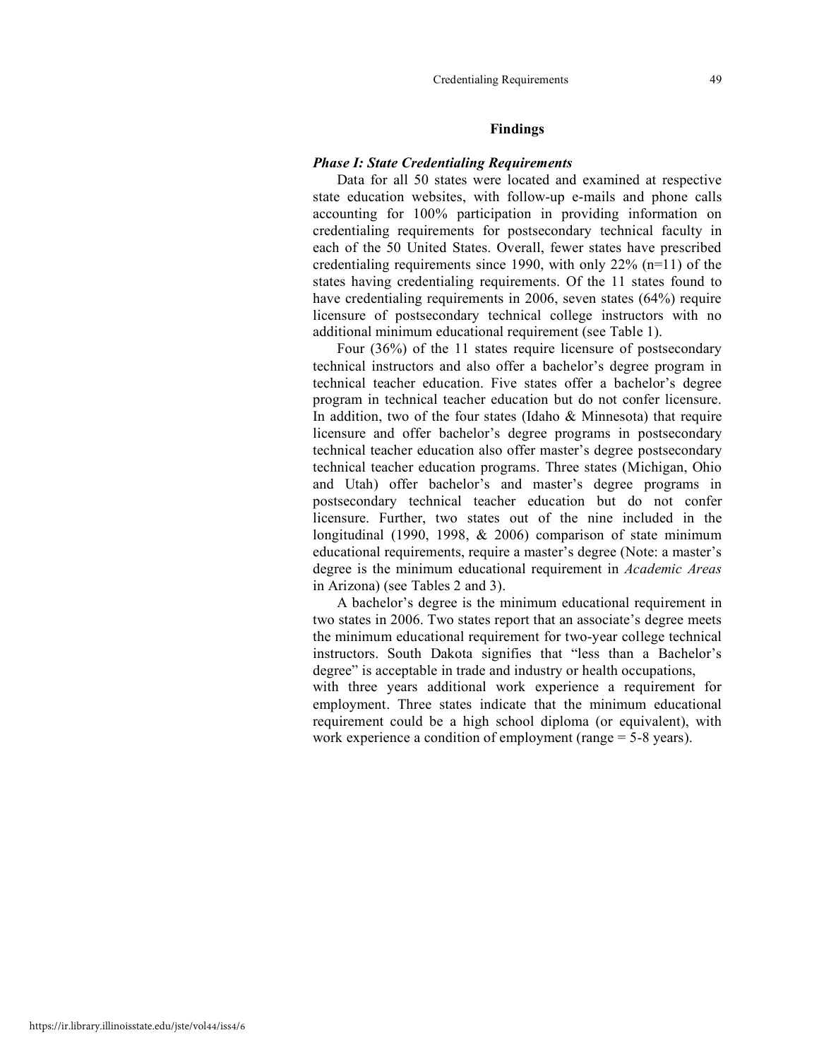## Findings

### *Phase I: State Credentialing Requirements*

Data for all 50 states were located and examined at respective state education websites, with follow-up e-mails and phone calls accounting for 100% participation in providing information on credentialing requirements for postsecondary technical faculty in each of the 50 United States. Overall, fewer states have prescribed credentialing requirements since 1990, with only 22% (n=11) of the states having credentialing requirements. Of the 11 states found to have credentialing requirements in 2006, seven states (64%) require licensure of postsecondary technical college instructors with no additional minimum educational requirement (see Table 1).

Four (36%) of the 11 states require licensure of postsecondary technical instructors and also offer a bachelor's degree program in technical teacher education. Five states offer a bachelor's degree program in technical teacher education but do not confer licensure. In addition, two of the four states (Idaho & Minnesota) that require licensure and offer bachelor's degree programs in postsecondary technical teacher education also offer master's degree postsecondary technical teacher education programs. Three states (Michigan, Ohio and Utah) offer bachelor's and master's degree programs in postsecondary technical teacher education but do not confer licensure. Further, two states out of the nine included in the longitudinal (1990, 1998, & 2006) comparison of state minimum educational requirements, require a master's degree (Note: a master's degree is the minimum educational requirement in *Academic Areas* in Arizona) (see Tables 2 and 3).

A bachelor's degree is the minimum educational requirement in two states in 2006. Two states report that an associate's degree meets the minimum educational requirement for two-year college technical instructors. South Dakota signifies that "less than a Bachelor's degree" is acceptable in trade and industry or health occupations, with three years additional work experience a requirement for employment. Three states indicate that the minimum educational requirement could be a high school diploma (or equivalent), with work experience a condition of employment (range = 5-8 years).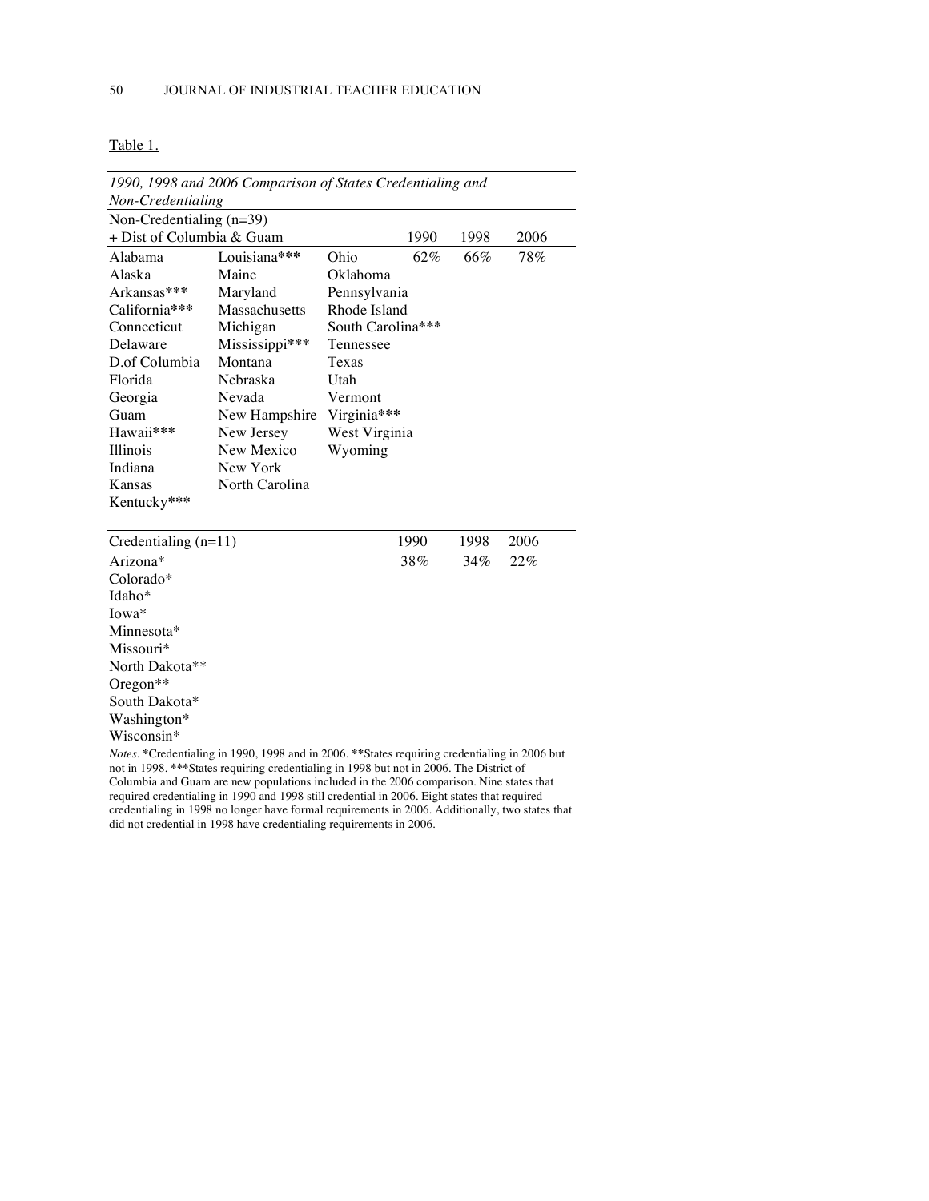Table 1.

*1990, 1998 and 2006 Comparison of States Credentialing and Non-Credentialing*

| Non-Credentialing (n=39) + Dist of Columbia & Guam | | | 1990 | 1998 | 2006 |
|---|---|---|---|---|---|
| Alabama | Louisiana*** | Ohio | 62% | 66% | 78% |
| Alaska | Maine | Oklahoma | | | |
| Arkansas*** | Maryland | Pennsylvania | | | |
| California*** | Massachusetts | Rhode Island | | | |
| Connecticut | Michigan | South Carolina*** | | | |
| Delaware | Mississippi*** | Tennessee | | | |
| D.of Columbia | Montana | Texas | | | |
| Florida | Nebraska | Utah | | | |
| Georgia | Nevada | Vermont | | | |
| Guam | New Hampshire | Virginia*** | | | |
| Hawaii*** | New Jersey | West Virginia | | | |
| Illinois | New Mexico | Wyoming | | | |
| Indiana | New York | | | | |
| Kansas | North Carolina | | | | |
| Kentucky*** | | | | | |
| **Credentialing (n=11)** | | | **1990** | **1998** | **2006** |
| Arizona* | | | 38% | 34% | 22% |
| Colorado* | | | | | |
| Idaho* | | | | | |
| Iowa* | | | | | |
| Minnesota* | | | | | |
| Missouri* | | | | | |
| North Dakota** | | | | | |
| Oregon** | | | | | |
| South Dakota* | | | | | |
| Washington* | | | | | |
| Wisconsin* | | | | | |

*Notes*. *Credentialing in 1990, 1998 and in 2006. **States requiring credentialing in 2006 but not in 1998. ***States requiring credentialing in 1998 but not in 2006. The District of Columbia and Guam are new populations included in the 2006 comparison. Nine states that required credentialing in 1990 and 1998 still credential in 2006. Eight states that required credentialing in 1998 no longer have formal requirements in 2006. Additionally, two states that did not credential in 1998 have credentialing requirements in 2006.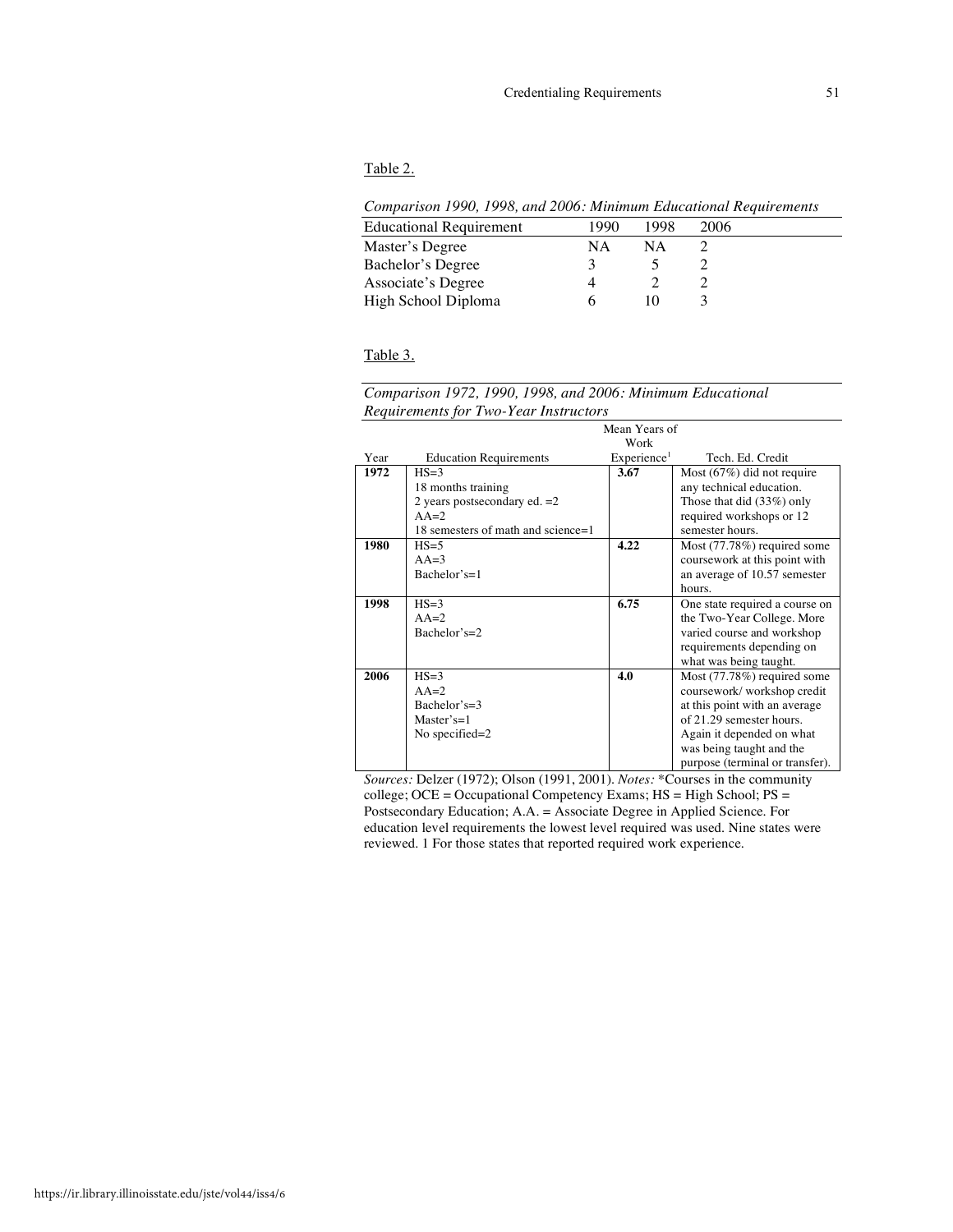Table 2.

*Comparison 1990, 1998, and 2006: Minimum Educational Requirements*

| Educational Requirement | 1990 | 1998 | 2006 |
|---|---|---|---|
| Master's Degree | NA | NA | 2 |
| Bachelor's Degree | 3 | 5 | 2 |
| Associate's Degree | 4 | 2 | 2 |
| High School Diploma | 6 | 10 | 3 |

Table 3.

*Comparison 1972, 1990, 1998, and 2006: Minimum Educational Requirements for Two-Year Instructors*

| Year | Education Requirements | Mean Years of Work Experience[1] | Tech. Ed. Credit |
|---|---|---|---|
| **1972** | HS=3<br>18 months training<br>2 years postsecondary ed. =2<br>AA=2<br>18 semesters of math and science=1 | **3.67** | Most (67%) did not require any technical education. Those that did (33%) only required workshops or 12 semester hours. |
| **1980** | HS=5<br>AA=3<br>Bachelor's=1 | **4.22** | Most (77.78%) required some coursework at this point with an average of 10.57 semester hours. |
| **1998** | HS=3<br>AA=2<br>Bachelor's=2 | **6.75** | One state required a course on the Two-Year College. More varied course and workshop requirements depending on what was being taught. |
| **2006** | HS=3<br>AA=2<br>Bachelor's=3<br>Master's=1<br>No specified=2 | **4.0** | Most (77.78%) required some coursework/ workshop credit at this point with an average of 21.29 semester hours. Again it depended on what was being taught and the purpose (terminal or transfer). |

*Sources:* Delzer (1972); Olson (1991, 2001). *Notes:* *Courses in the community college; OCE = Occupational Competency Exams; HS = High School; PS = Postsecondary Education; A.A. = Associate Degree in Applied Science. For education level requirements the lowest level required was used. Nine states were reviewed. 1 For those states that reported required work experience.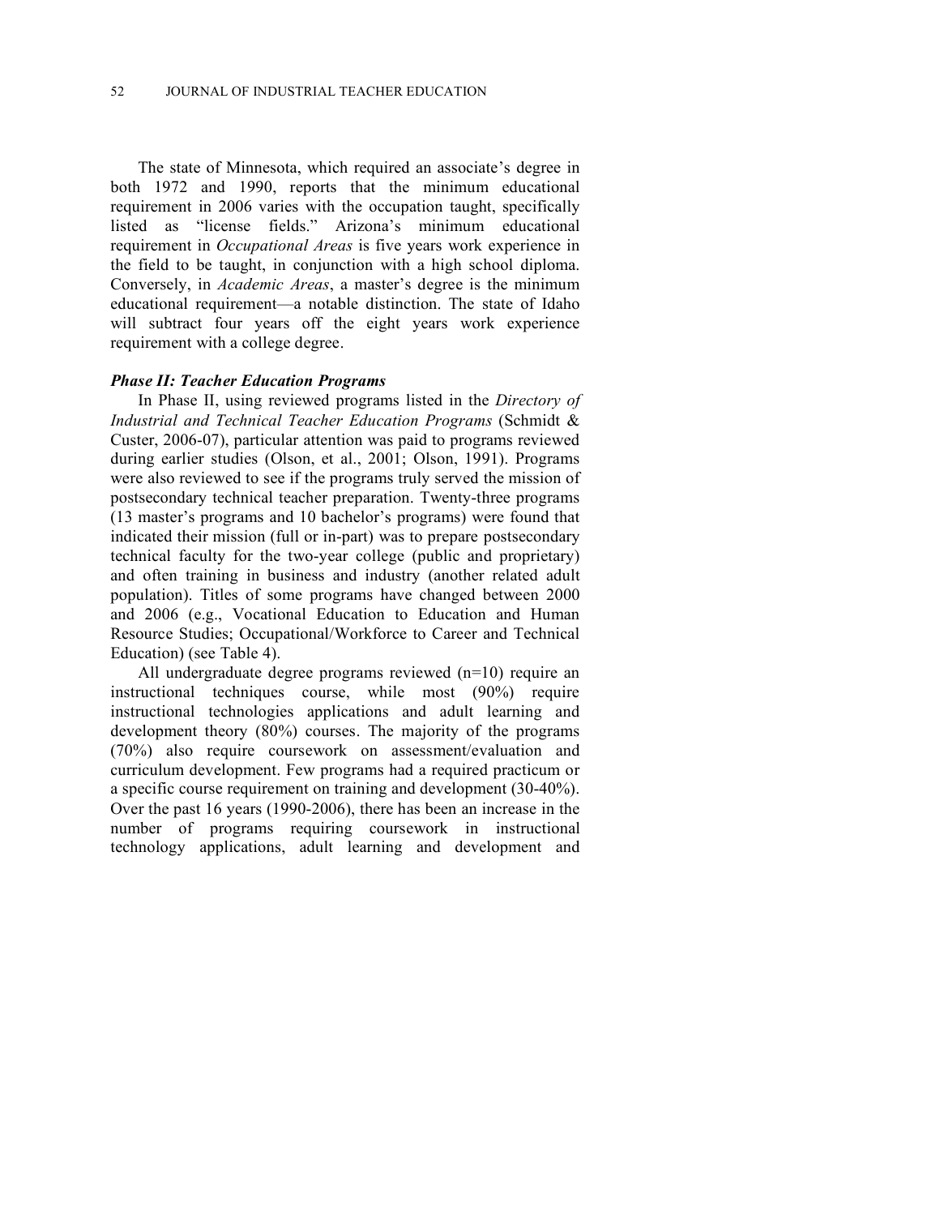The state of Minnesota, which required an associate's degree in both 1972 and 1990, reports that the minimum educational requirement in 2006 varies with the occupation taught, specifically listed as "license fields." Arizona's minimum educational requirement in *Occupational Areas* is five years work experience in the field to be taught, in conjunction with a high school diploma. Conversely, in *Academic Areas*, a master's degree is the minimum educational requirement—a notable distinction. The state of Idaho will subtract four years off the eight years work experience requirement with a college degree.

***Phase II: Teacher Education Programs***

In Phase II, using reviewed programs listed in the *Directory of Industrial and Technical Teacher Education Programs* (Schmidt & Custer, 2006-07), particular attention was paid to programs reviewed during earlier studies (Olson, et al., 2001; Olson, 1991). Programs were also reviewed to see if the programs truly served the mission of postsecondary technical teacher preparation. Twenty-three programs (13 master's programs and 10 bachelor's programs) were found that indicated their mission (full or in-part) was to prepare postsecondary technical faculty for the two-year college (public and proprietary) and often training in business and industry (another related adult population). Titles of some programs have changed between 2000 and 2006 (e.g., Vocational Education to Education and Human Resource Studies; Occupational/Workforce to Career and Technical Education) (see Table 4).

All undergraduate degree programs reviewed (n=10) require an instructional techniques course, while most (90%) require instructional technologies applications and adult learning and development theory (80%) courses. The majority of the programs (70%) also require coursework on assessment/evaluation and curriculum development. Few programs had a required practicum or a specific course requirement on training and development (30-40%). Over the past 16 years (1990-2006), there has been an increase in the number of programs requiring coursework in instructional technology applications, adult learning and development and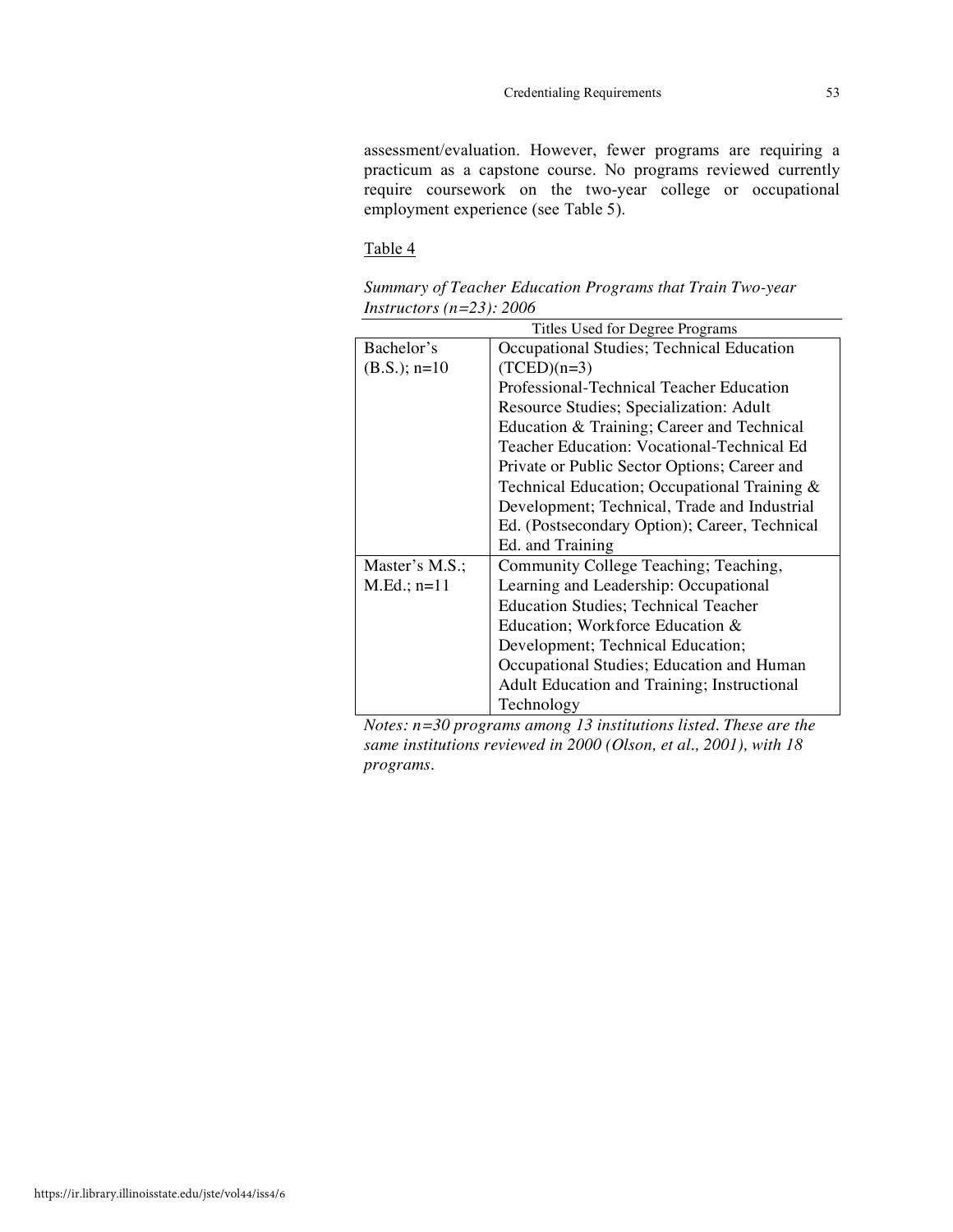assessment/evaluation. However, fewer programs are requiring a practicum as a capstone course. No programs reviewed currently require coursework on the two-year college or occupational employment experience (see Table 5).

Table 4

*Summary of Teacher Education Programs that Train Two-year Instructors (n=23): 2006*

| | Titles Used for Degree Programs |
|---|---|
| Bachelor's (B.S.); n=10 | Occupational Studies; Technical Education (TCED)(n=3) Professional-Technical Teacher Education Resource Studies; Specialization: Adult Education & Training; Career and Technical Teacher Education: Vocational-Technical Ed Private or Public Sector Options; Career and Technical Education; Occupational Training & Development; Technical, Trade and Industrial Ed. (Postsecondary Option); Career, Technical Ed. and Training |
| Master's M.S.; M.Ed.; n=11 | Community College Teaching; Teaching, Learning and Leadership: Occupational Education Studies; Technical Teacher Education; Workforce Education & Development; Technical Education; Occupational Studies; Education and Human Adult Education and Training; Instructional Technology |

*Notes: n=30 programs among 13 institutions listed. These are the same institutions reviewed in 2000 (Olson, et al., 2001), with 18 programs.*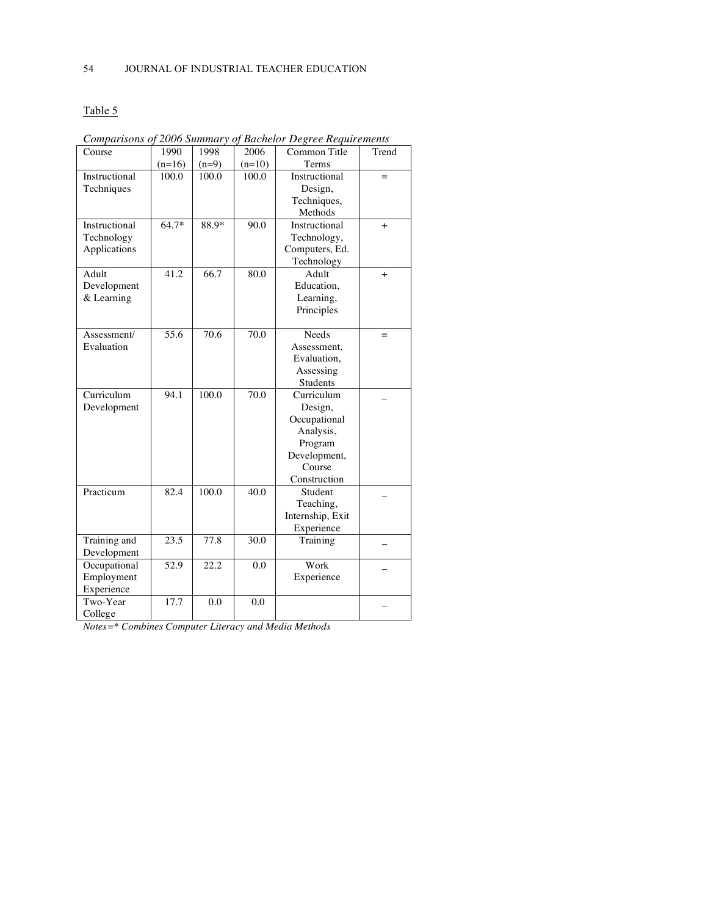Table 5

*Comparisons of 2006 Summary of Bachelor Degree Requirements*

| Course | 1990 (n=16) | 1998 (n=9) | 2006 (n=10) | Common Title Terms | Trend |
|---|---|---|---|---|---|
| Instructional Techniques | 100.0 | 100.0 | 100.0 | Instructional Design, Techniques, Methods | = |
| Instructional Technology Applications | 64.7* | 88.9* | 90.0 | Instructional Technology, Computers, Ed. Technology | + |
| Adult Development & Learning | 41.2 | 66.7 | 80.0 | Adult Education, Learning, Principles | + |
| Assessment/ Evaluation | 55.6 | 70.6 | 70.0 | Needs Assessment, Evaluation, Assessing Students | = |
| Curriculum Development | 94.1 | 100.0 | 70.0 | Curriculum Design, Occupational Analysis, Program Development, Course Construction | – |
| Practicum | 82.4 | 100.0 | 40.0 | Student Teaching, Internship, Exit Experience | – |
| Training and Development | 23.5 | 77.8 | 30.0 | Training | – |
| Occupational Employment Experience | 52.9 | 22.2 | 0.0 | Work Experience | – |
| Two-Year College | 17.7 | 0.0 | 0.0 | | – |

*Notes=\* Combines Computer Literacy and Media Methods*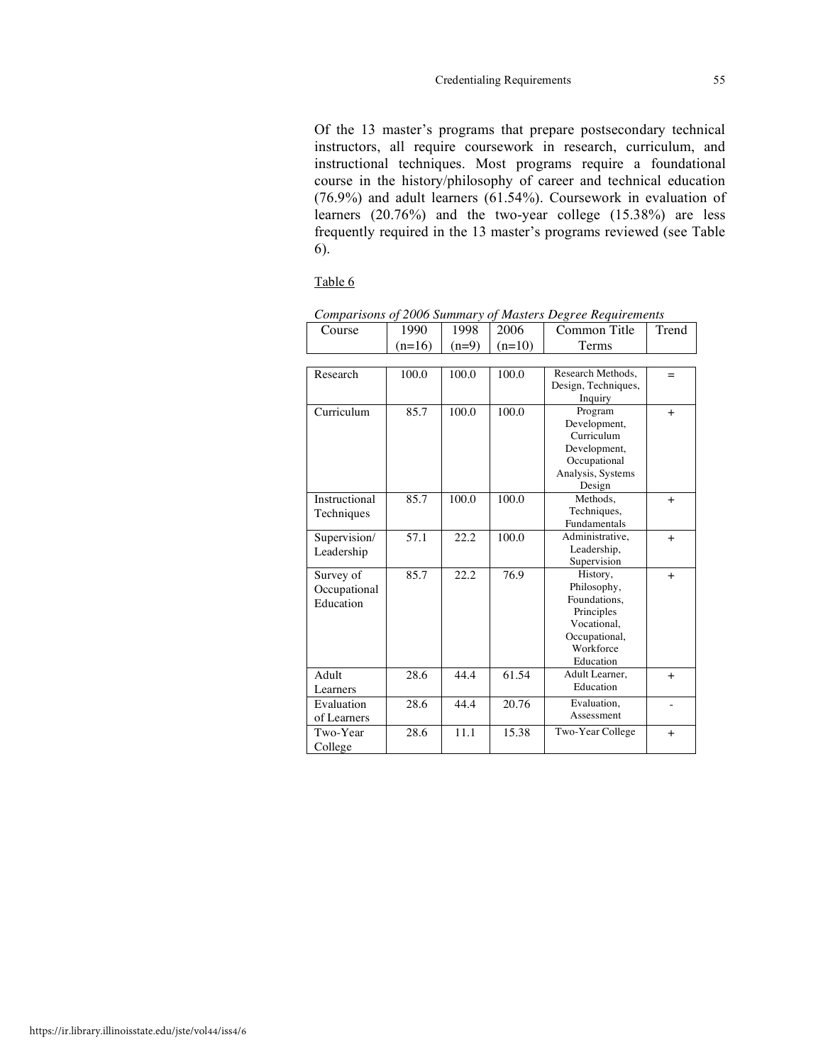Of the 13 master's programs that prepare postsecondary technical instructors, all require coursework in research, curriculum, and instructional techniques. Most programs require a foundational course in the history/philosophy of career and technical education (76.9%) and adult learners (61.54%). Coursework in evaluation of learners (20.76%) and the two-year college (15.38%) are less frequently required in the 13 master's programs reviewed (see Table 6).

Table 6

*Comparisons of 2006 Summary of Masters Degree Requirements*

| Course | 1990 (n=16) | 1998 (n=9) | 2006 (n=10) | Common Title Terms | Trend |
|---|---|---|---|---|---|
| Research | 100.0 | 100.0 | 100.0 | Research Methods, Design, Techniques, Inquiry | = |
| Curriculum | 85.7 | 100.0 | 100.0 | Program Development, Curriculum Development, Occupational Analysis, Systems Design | + |
| Instructional Techniques | 85.7 | 100.0 | 100.0 | Methods, Techniques, Fundamentals | + |
| Supervision/ Leadership | 57.1 | 22.2 | 100.0 | Administrative, Leadership, Supervision | + |
| Survey of Occupational Education | 85.7 | 22.2 | 76.9 | History, Philosophy, Foundations, Principles Vocational, Occupational, Workforce Education | + |
| Adult Learners | 28.6 | 44.4 | 61.54 | Adult Learner, Education | + |
| Evaluation of Learners | 28.6 | 44.4 | 20.76 | Evaluation, Assessment | - |
| Two-Year College | 28.6 | 11.1 | 15.38 | Two-Year College | + |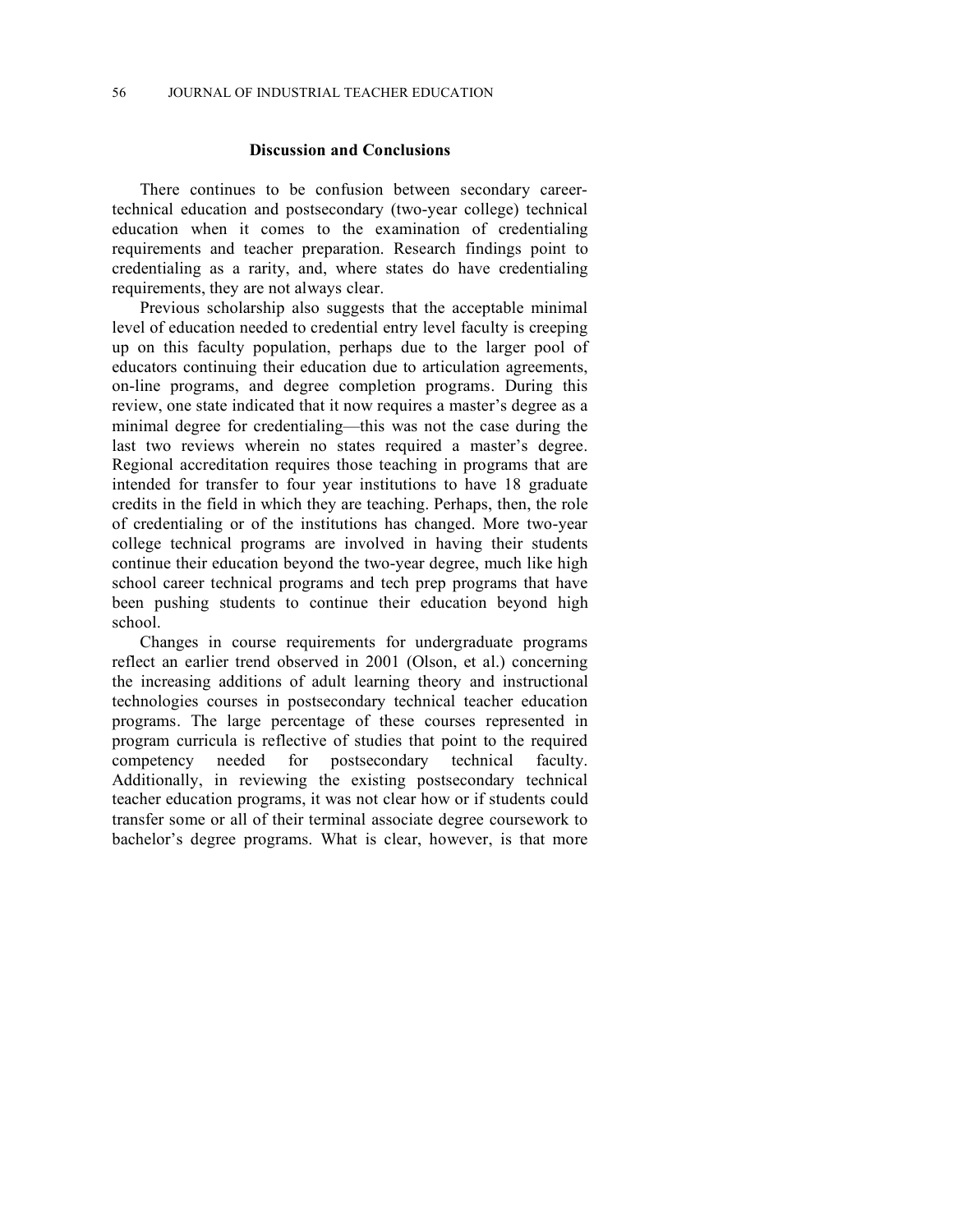## Discussion and Conclusions

There continues to be confusion between secondary career-technical education and postsecondary (two-year college) technical education when it comes to the examination of credentialing requirements and teacher preparation. Research findings point to credentialing as a rarity, and, where states do have credentialing requirements, they are not always clear.

Previous scholarship also suggests that the acceptable minimal level of education needed to credential entry level faculty is creeping up on this faculty population, perhaps due to the larger pool of educators continuing their education due to articulation agreements, on-line programs, and degree completion programs. During this review, one state indicated that it now requires a master's degree as a minimal degree for credentialing—this was not the case during the last two reviews wherein no states required a master's degree. Regional accreditation requires those teaching in programs that are intended for transfer to four year institutions to have 18 graduate credits in the field in which they are teaching. Perhaps, then, the role of credentialing or of the institutions has changed. More two-year college technical programs are involved in having their students continue their education beyond the two-year degree, much like high school career technical programs and tech prep programs that have been pushing students to continue their education beyond high school.

Changes in course requirements for undergraduate programs reflect an earlier trend observed in 2001 (Olson, et al.) concerning the increasing additions of adult learning theory and instructional technologies courses in postsecondary technical teacher education programs. The large percentage of these courses represented in program curricula is reflective of studies that point to the required competency needed for postsecondary technical faculty. Additionally, in reviewing the existing postsecondary technical teacher education programs, it was not clear how or if students could transfer some or all of their terminal associate degree coursework to bachelor's degree programs. What is clear, however, is that more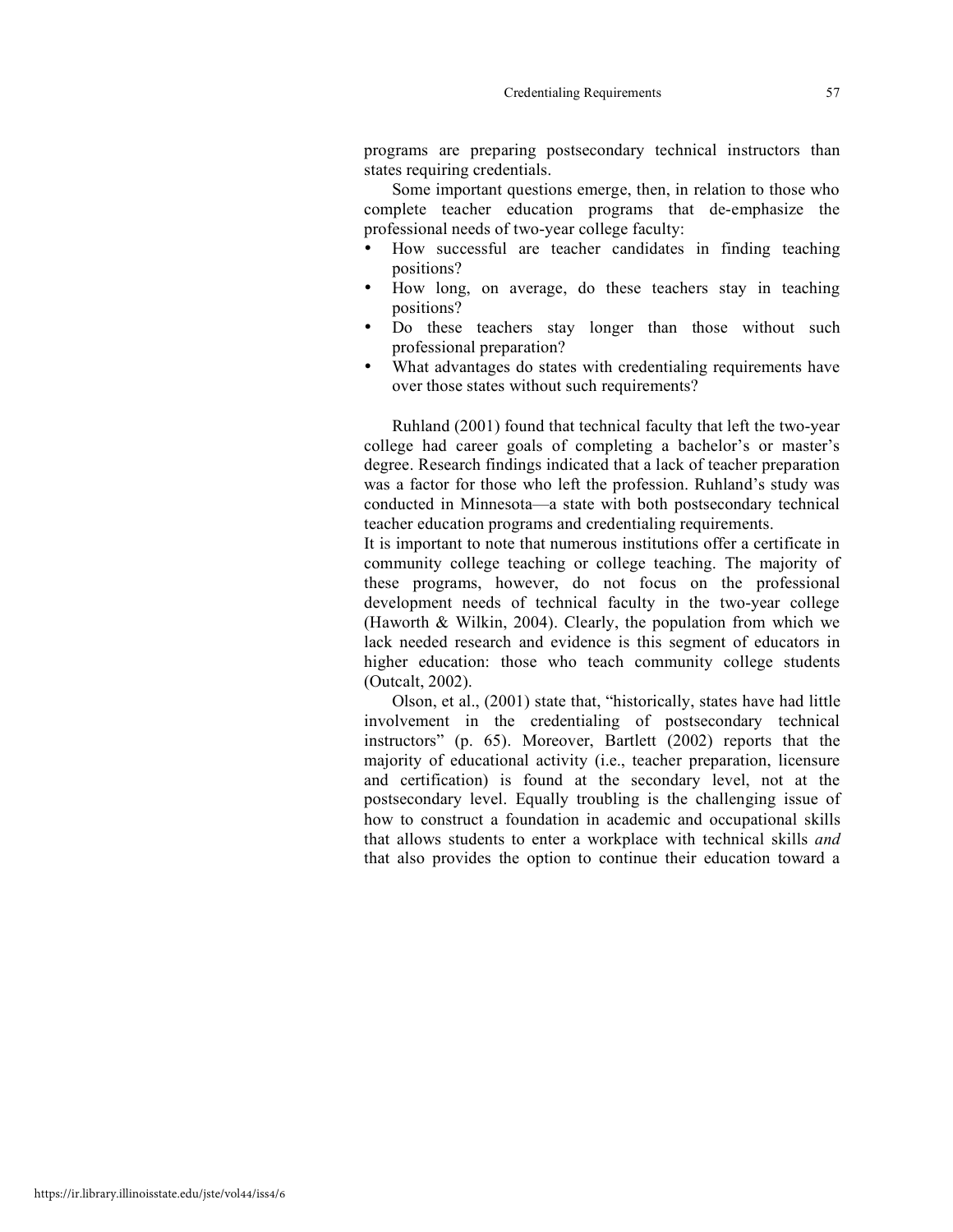programs are preparing postsecondary technical instructors than states requiring credentials.

Some important questions emerge, then, in relation to those who complete teacher education programs that de-emphasize the professional needs of two-year college faculty:

- How successful are teacher candidates in finding teaching positions?
- How long, on average, do these teachers stay in teaching positions?
- Do these teachers stay longer than those without such professional preparation?
- What advantages do states with credentialing requirements have over those states without such requirements?

Ruhland (2001) found that technical faculty that left the two-year college had career goals of completing a bachelor's or master's degree. Research findings indicated that a lack of teacher preparation was a factor for those who left the profession. Ruhland's study was conducted in Minnesota—a state with both postsecondary technical teacher education programs and credentialing requirements.

It is important to note that numerous institutions offer a certificate in community college teaching or college teaching. The majority of these programs, however, do not focus on the professional development needs of technical faculty in the two-year college (Haworth & Wilkin, 2004). Clearly, the population from which we lack needed research and evidence is this segment of educators in higher education: those who teach community college students (Outcalt, 2002).

Olson, et al., (2001) state that, "historically, states have had little involvement in the credentialing of postsecondary technical instructors" (p. 65). Moreover, Bartlett (2002) reports that the majority of educational activity (i.e., teacher preparation, licensure and certification) is found at the secondary level, not at the postsecondary level. Equally troubling is the challenging issue of how to construct a foundation in academic and occupational skills that allows students to enter a workplace with technical skills *and* that also provides the option to continue their education toward a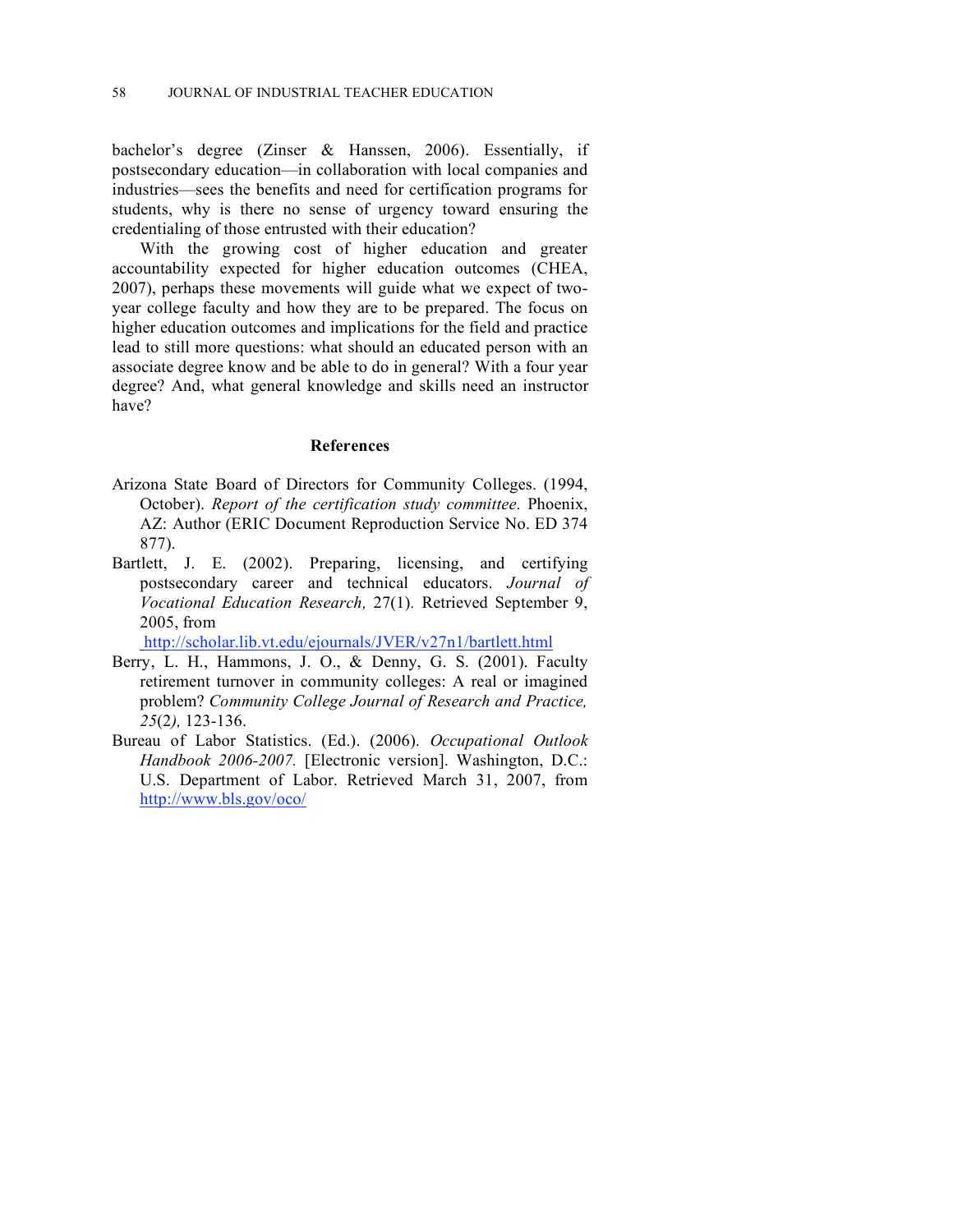bachelor's degree (Zinser & Hanssen, 2006). Essentially, if postsecondary education—in collaboration with local companies and industries—sees the benefits and need for certification programs for students, why is there no sense of urgency toward ensuring the credentialing of those entrusted with their education?

With the growing cost of higher education and greater accountability expected for higher education outcomes (CHEA, 2007), perhaps these movements will guide what we expect of two-year college faculty and how they are to be prepared. The focus on higher education outcomes and implications for the field and practice lead to still more questions: what should an educated person with an associate degree know and be able to do in general? With a four year degree? And, what general knowledge and skills need an instructor have?

## References

Arizona State Board of Directors for Community Colleges. (1994, October). *Report of the certification study committee*. Phoenix, AZ: Author (ERIC Document Reproduction Service No. ED 374 877).

Bartlett, J. E. (2002). Preparing, licensing, and certifying postsecondary career and technical educators. *Journal of Vocational Education Research,* 27(1). Retrieved September 9, 2005, from http://scholar.lib.vt.edu/ejournals/JVER/v27n1/bartlett.html

Berry, L. H., Hammons, J. O., & Denny, G. S. (2001). Faculty retirement turnover in community colleges: A real or imagined problem? *Community College Journal of Research and Practice, 25*(2), 123-136.

Bureau of Labor Statistics. (Ed.). (2006). *Occupational Outlook Handbook 2006-2007.* [Electronic version]. Washington, D.C.: U.S. Department of Labor. Retrieved March 31, 2007, from http://www.bls.gov/oco/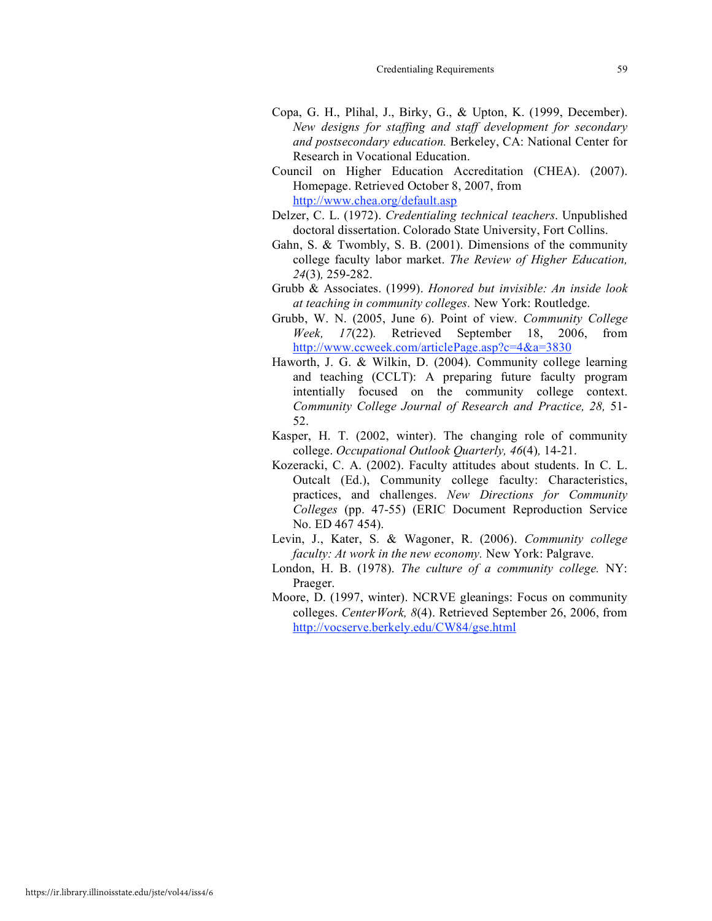Copa, G. H., Plihal, J., Birky, G., & Upton, K. (1999, December). *New designs for staffing and staff development for secondary and postsecondary education.* Berkeley, CA: National Center for Research in Vocational Education.

Council on Higher Education Accreditation (CHEA). (2007). Homepage. Retrieved October 8, 2007, from http://www.chea.org/default.asp

Delzer, C. L. (1972). *Credentialing technical teachers*. Unpublished doctoral dissertation. Colorado State University, Fort Collins.

Gahn, S. & Twombly, S. B. (2001). Dimensions of the community college faculty labor market. *The Review of Higher Education, 24*(3)*,* 259-282.

Grubb & Associates. (1999). *Honored but invisible: An inside look at teaching in community colleges.* New York: Routledge.

Grubb, W. N. (2005, June 6). Point of view. *Community College Week, 17*(22)*.* Retrieved September 18, 2006, from http://www.ccweek.com/articlePage.asp?c=4&a=3830

Haworth, J. G. & Wilkin, D. (2004). Community college learning and teaching (CCLT): A preparing future faculty program intentially focused on the community college context. *Community College Journal of Research and Practice, 28,* 51-52.

Kasper, H. T. (2002, winter). The changing role of community college. *Occupational Outlook Quarterly, 46*(4)*,* 14-21.

Kozeracki, C. A. (2002). Faculty attitudes about students. In C. L. Outcalt (Ed.), Community college faculty: Characteristics, practices, and challenges. *New Directions for Community Colleges* (pp. 47-55) (ERIC Document Reproduction Service No. ED 467 454).

Levin, J., Kater, S. & Wagoner, R. (2006). *Community college faculty: At work in the new economy.* New York: Palgrave.

London, H. B. (1978). *The culture of a community college.* NY: Praeger.

Moore, D. (1997, winter). NCRVE gleanings: Focus on community colleges. *CenterWork, 8*(4). Retrieved September 26, 2006, from http://vocserve.berkely.edu/CW84/gse.html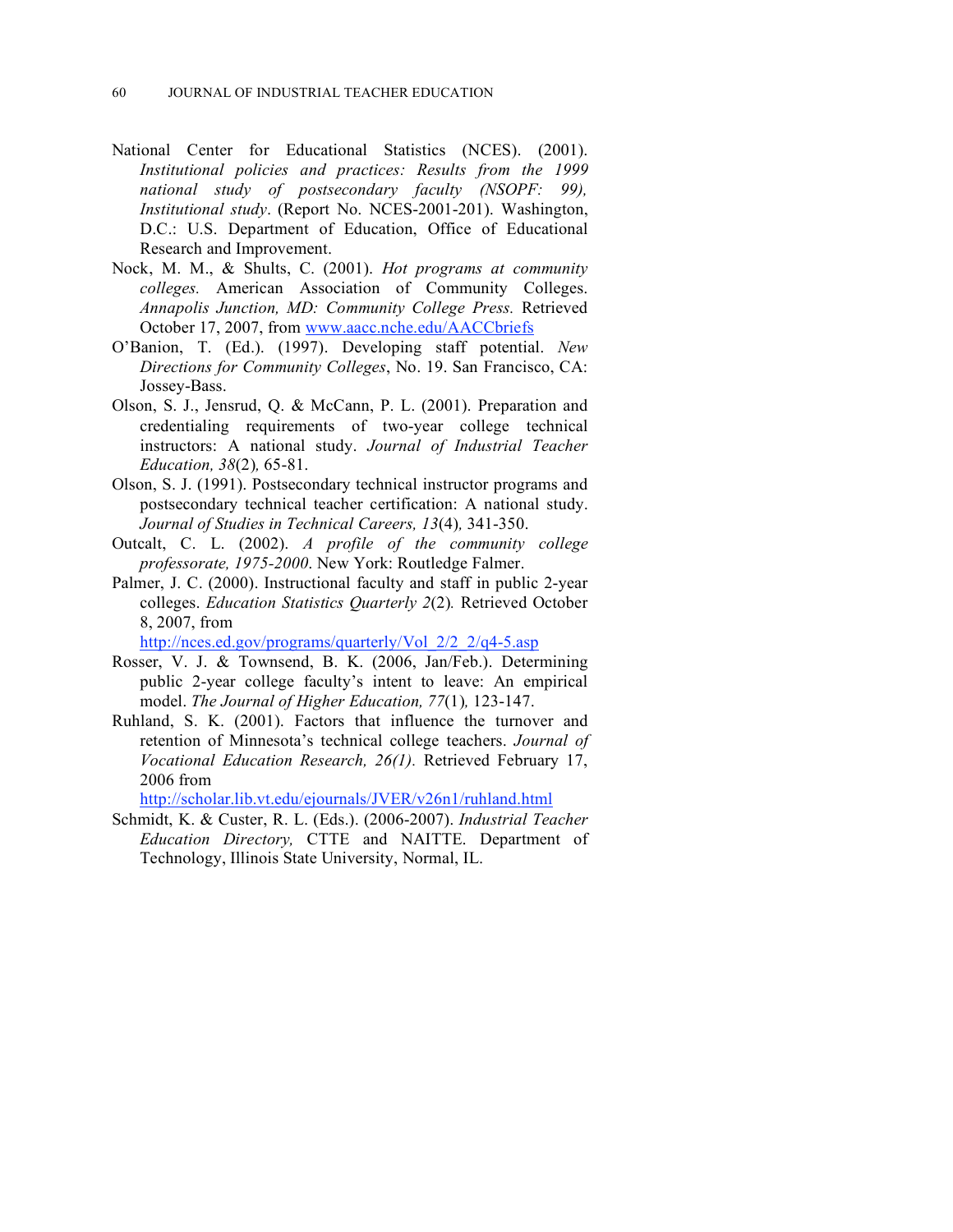National Center for Educational Statistics (NCES). (2001). *Institutional policies and practices: Results from the 1999 national study of postsecondary faculty (NSOPF: 99), Institutional study*. (Report No. NCES-2001-201). Washington, D.C.: U.S. Department of Education, Office of Educational Research and Improvement.

Nock, M. M., & Shults, C. (2001). *Hot programs at community colleges.* American Association of Community Colleges. *Annapolis Junction, MD: Community College Press.* Retrieved October 17, 2007, from www.aacc.nche.edu/AACCbriefs

O'Banion, T. (Ed.). (1997). Developing staff potential. *New Directions for Community Colleges*, No. 19. San Francisco, CA: Jossey-Bass.

Olson, S. J., Jensrud, Q. & McCann, P. L. (2001). Preparation and credentialing requirements of two-year college technical instructors: A national study. *Journal of Industrial Teacher Education, 38*(2)*,* 65-81.

Olson, S. J. (1991). Postsecondary technical instructor programs and postsecondary technical teacher certification: A national study. *Journal of Studies in Technical Careers, 13*(4)*,* 341-350.

Outcalt, C. L. (2002). *A profile of the community college professorate, 1975-2000*. New York: Routledge Falmer.

Palmer, J. C. (2000). Instructional faculty and staff in public 2-year colleges. *Education Statistics Quarterly 2*(2)*.* Retrieved October 8, 2007, from http://nces.ed.gov/programs/quarterly/Vol_2/2_2/q4-5.asp

Rosser, V. J. & Townsend, B. K. (2006, Jan/Feb.). Determining public 2-year college faculty's intent to leave: An empirical model. *The Journal of Higher Education, 77*(1)*,* 123-147.

Ruhland, S. K. (2001). Factors that influence the turnover and retention of Minnesota's technical college teachers. *Journal of Vocational Education Research, 26(1).* Retrieved February 17, 2006 from http://scholar.lib.vt.edu/ejournals/JVER/v26n1/ruhland.html

Schmidt, K. & Custer, R. L. (Eds.). (2006-2007). *Industrial Teacher Education Directory,* CTTE and NAITTE. Department of Technology, Illinois State University, Normal, IL.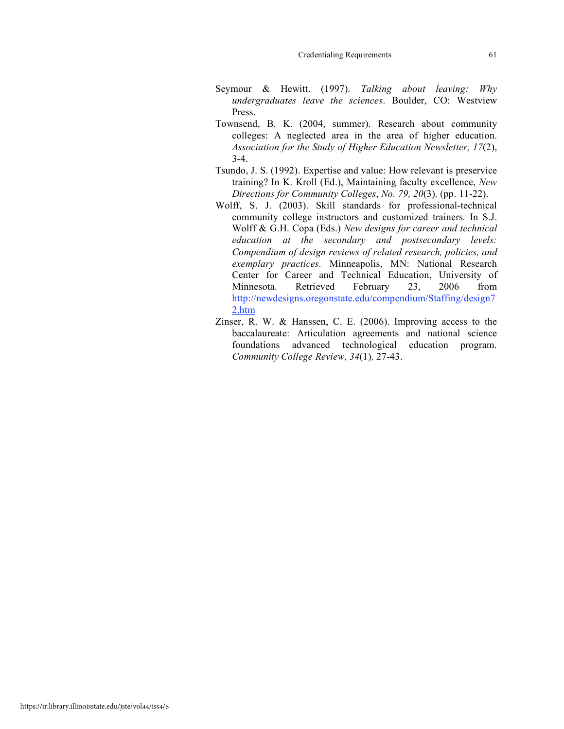Seymour & Hewitt. (1997). *Talking about leaving: Why undergraduates leave the sciences*. Boulder, CO: Westview Press.

Townsend, B. K. (2004, summer). Research about community colleges: A neglected area in the area of higher education. *Association for the Study of Higher Education Newsletter, 17*(2), 3-4.

Tsundo, J. S. (1992). Expertise and value: How relevant is preservice training? In K. Kroll (Ed.), Maintaining faculty excellence, *New Directions for Community Colleges*, *No. 79, 20*(3), (pp. 11-22).

Wolff, S. J. (2003). Skill standards for professional-technical community college instructors and customized trainers. In S.J. Wolff & G.H. Copa (Eds.) *New designs for career and technical education at the secondary and postsecondary levels: Compendium of design reviews of related research, policies, and exemplary practices.* Minneapolis, MN: National Research Center for Career and Technical Education, University of Minnesota. Retrieved February 23, 2006 from http://newdesigns.oregonstate.edu/compendium/Staffing/design72.htm

Zinser, R. W. & Hanssen, C. E. (2006). Improving access to the baccalaureate: Articulation agreements and national science foundations advanced technological education program. *Community College Review, 34*(1), 27-43.